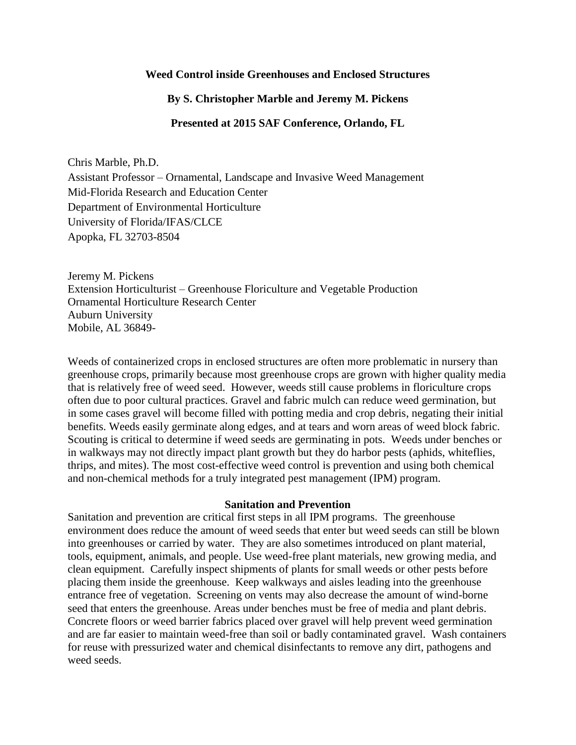# Weed Control inside Greenhouses and Enclosed Structures

**By S. Christopher Marble and Jeremy M. Pickens**

**Presented at 2015 SAF Conference, Orlando, FL**

Chris Marble, Ph.D.
Assistant Professor – Ornamental, Landscape and Invasive Weed Management
Mid-Florida Research and Education Center
Department of Environmental Horticulture
University of Florida/IFAS/CLCE
Apopka, FL 32703-8504

Jeremy M. Pickens
Extension Horticulturist – Greenhouse Floriculture and Vegetable Production
Ornamental Horticulture Research Center
Auburn University
Mobile, AL 36849-

Weeds of containerized crops in enclosed structures are often more problematic in nursery than greenhouse crops, primarily because most greenhouse crops are grown with higher quality media that is relatively free of weed seed. However, weeds still cause problems in floriculture crops often due to poor cultural practices. Gravel and fabric mulch can reduce weed germination, but in some cases gravel will become filled with potting media and crop debris, negating their initial benefits. Weeds easily germinate along edges, and at tears and worn areas of weed block fabric. Scouting is critical to determine if weed seeds are germinating in pots. Weeds under benches or in walkways may not directly impact plant growth but they do harbor pests (aphids, whiteflies, thrips, and mites). The most cost-effective weed control is prevention and using both chemical and non-chemical methods for a truly integrated pest management (IPM) program.

## Sanitation and Prevention

Sanitation and prevention are critical first steps in all IPM programs. The greenhouse environment does reduce the amount of weed seeds that enter but weed seeds can still be blown into greenhouses or carried by water. They are also sometimes introduced on plant material, tools, equipment, animals, and people. Use weed-free plant materials, new growing media, and clean equipment. Carefully inspect shipments of plants for small weeds or other pests before placing them inside the greenhouse. Keep walkways and aisles leading into the greenhouse entrance free of vegetation. Screening on vents may also decrease the amount of wind-borne seed that enters the greenhouse. Areas under benches must be free of media and plant debris. Concrete floors or weed barrier fabrics placed over gravel will help prevent weed germination and are far easier to maintain weed-free than soil or badly contaminated gravel. Wash containers for reuse with pressurized water and chemical disinfectants to remove any dirt, pathogens and weed seeds.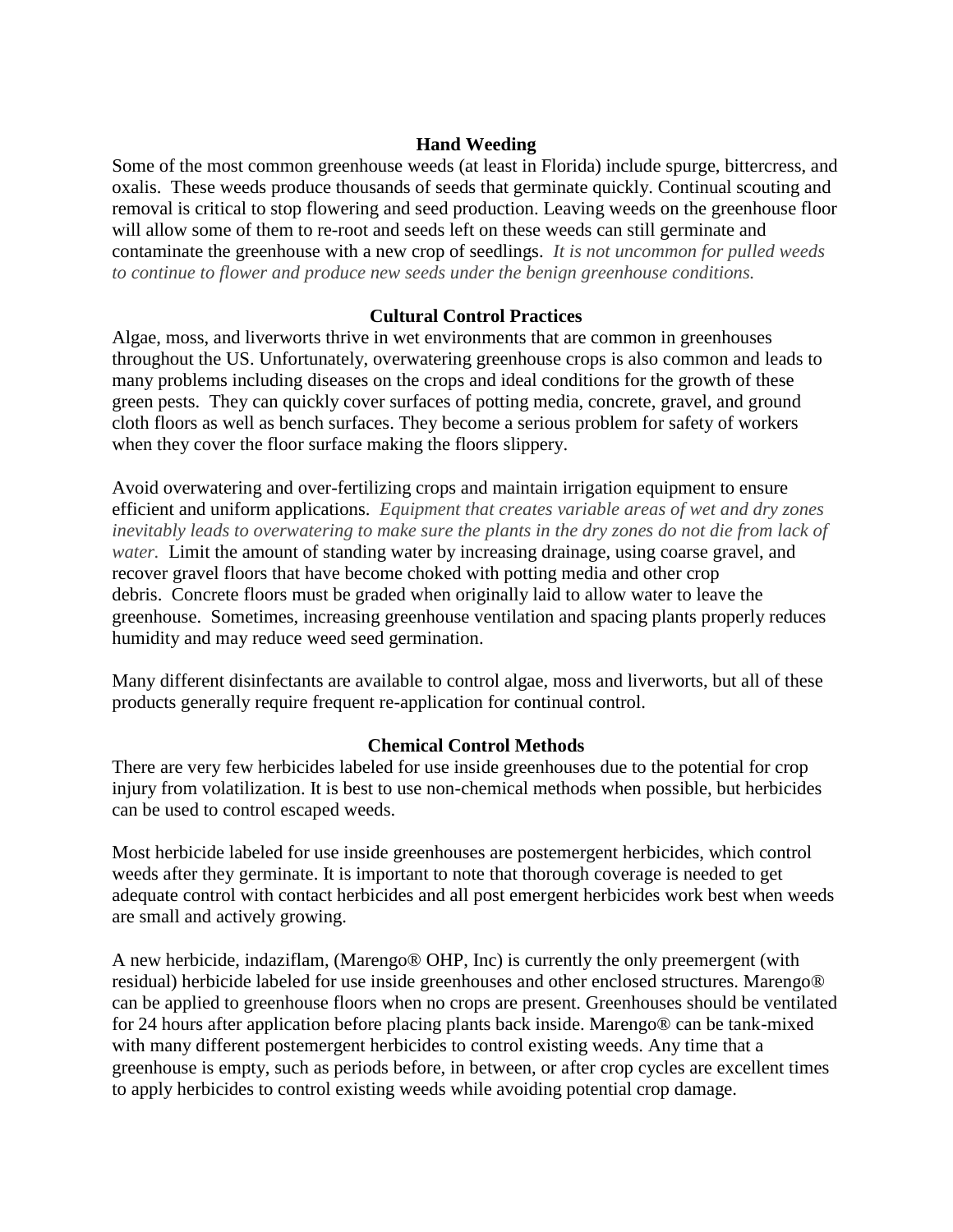## Hand Weeding

Some of the most common greenhouse weeds (at least in Florida) include spurge, bittercress, and oxalis. These weeds produce thousands of seeds that germinate quickly. Continual scouting and removal is critical to stop flowering and seed production. Leaving weeds on the greenhouse floor will allow some of them to re-root and seeds left on these weeds can still germinate and contaminate the greenhouse with a new crop of seedlings. *It is not uncommon for pulled weeds to continue to flower and produce new seeds under the benign greenhouse conditions.*

## Cultural Control Practices

Algae, moss, and liverworts thrive in wet environments that are common in greenhouses throughout the US. Unfortunately, overwatering greenhouse crops is also common and leads to many problems including diseases on the crops and ideal conditions for the growth of these green pests. They can quickly cover surfaces of potting media, concrete, gravel, and ground cloth floors as well as bench surfaces. They become a serious problem for safety of workers when they cover the floor surface making the floors slippery.

Avoid overwatering and over-fertilizing crops and maintain irrigation equipment to ensure efficient and uniform applications. *Equipment that creates variable areas of wet and dry zones inevitably leads to overwatering to make sure the plants in the dry zones do not die from lack of water.* Limit the amount of standing water by increasing drainage, using coarse gravel, and recover gravel floors that have become choked with potting media and other crop debris. Concrete floors must be graded when originally laid to allow water to leave the greenhouse. Sometimes, increasing greenhouse ventilation and spacing plants properly reduces humidity and may reduce weed seed germination.

Many different disinfectants are available to control algae, moss and liverworts, but all of these products generally require frequent re-application for continual control.

## Chemical Control Methods

There are very few herbicides labeled for use inside greenhouses due to the potential for crop injury from volatilization. It is best to use non-chemical methods when possible, but herbicides can be used to control escaped weeds.

Most herbicide labeled for use inside greenhouses are postemergent herbicides, which control weeds after they germinate. It is important to note that thorough coverage is needed to get adequate control with contact herbicides and all post emergent herbicides work best when weeds are small and actively growing.

A new herbicide, indaziflam, (Marengo® OHP, Inc) is currently the only preemergent (with residual) herbicide labeled for use inside greenhouses and other enclosed structures. Marengo® can be applied to greenhouse floors when no crops are present. Greenhouses should be ventilated for 24 hours after application before placing plants back inside. Marengo® can be tank-mixed with many different postemergent herbicides to control existing weeds. Any time that a greenhouse is empty, such as periods before, in between, or after crop cycles are excellent times to apply herbicides to control existing weeds while avoiding potential crop damage.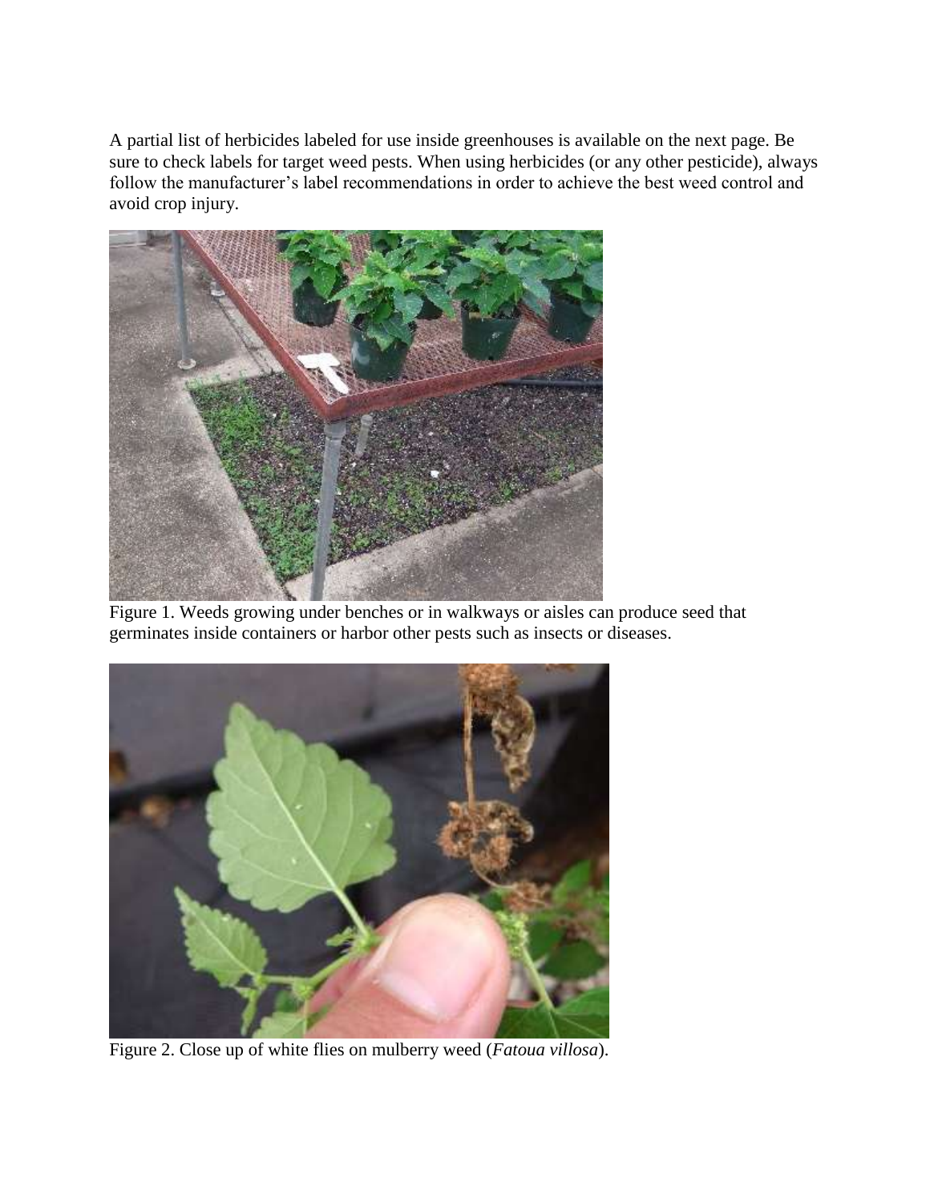A partial list of herbicides labeled for use inside greenhouses is available on the next page. Be sure to check labels for target weed pests. When using herbicides (or any other pesticide), always follow the manufacturer's label recommendations in order to achieve the best weed control and avoid crop injury.

Figure 1. Weeds growing under benches or in walkways or aisles can produce seed that germinates inside containers or harbor other pests such as insects or diseases.

Figure 2. Close up of white flies on mulberry weed (*Fatoua villosa*).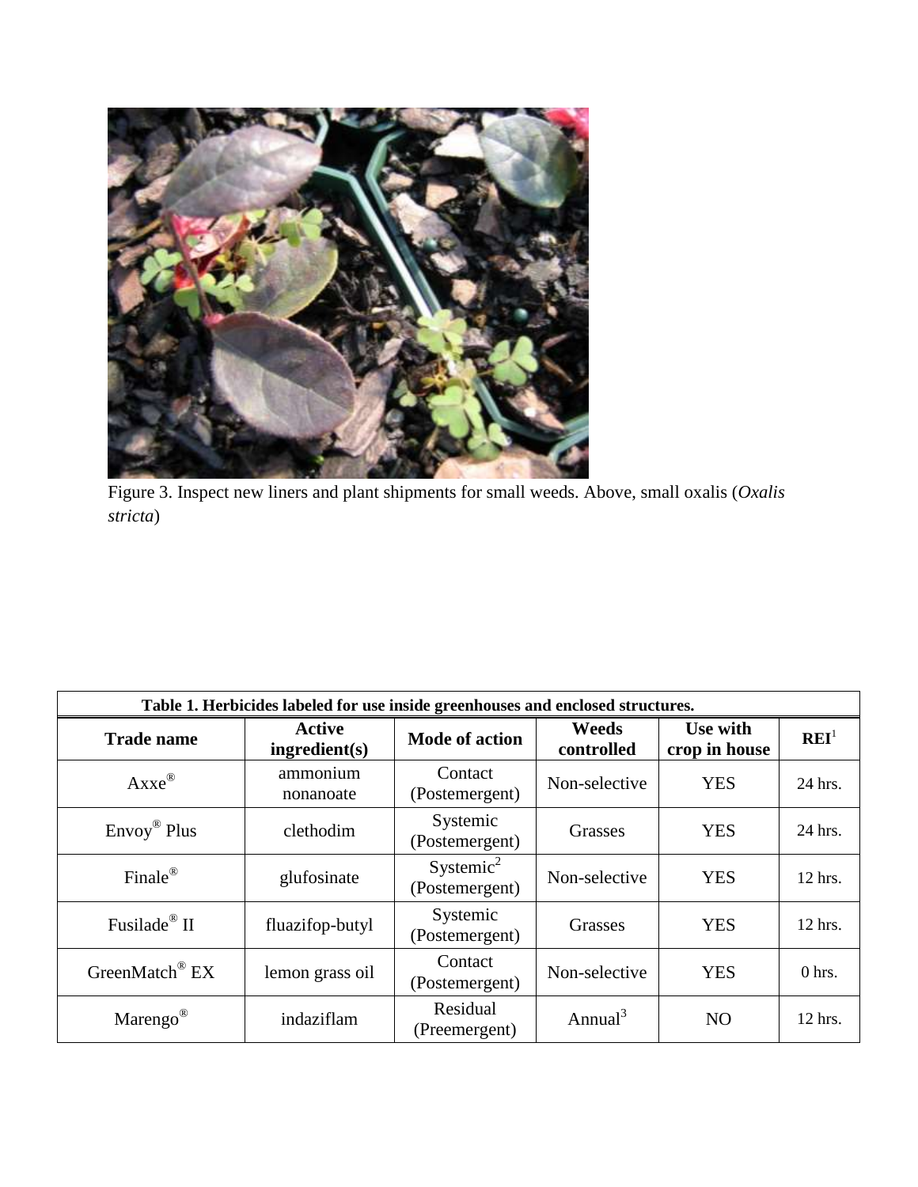Figure 3. Inspect new liners and plant shipments for small weeds. Above, small oxalis (*Oxalis stricta*)

**Table 1. Herbicides labeled for use inside greenhouses and enclosed structures.**

| Trade name | Active ingredient(s) | Mode of action | Weeds controlled | Use with crop in house | REI[1] |
|---|---|---|---|---|---|
| Axxe® | ammonium nonanoate | Contact (Postemergent) | Non-selective | YES | 24 hrs. |
| Envoy® Plus | clethodim | Systemic (Postemergent) | Grasses | YES | 24 hrs. |
| Finale® | glufosinate | Systemic[2] (Postemergent) | Non-selective | YES | 12 hrs. |
| Fusilade® II | fluazifop-butyl | Systemic (Postemergent) | Grasses | YES | 12 hrs. |
| GreenMatch® EX | lemon grass oil | Contact (Postemergent) | Non-selective | YES | 0 hrs. |
| Marengo® | indaziflam | Residual (Preemergent) | Annual[3] | NO | 12 hrs. |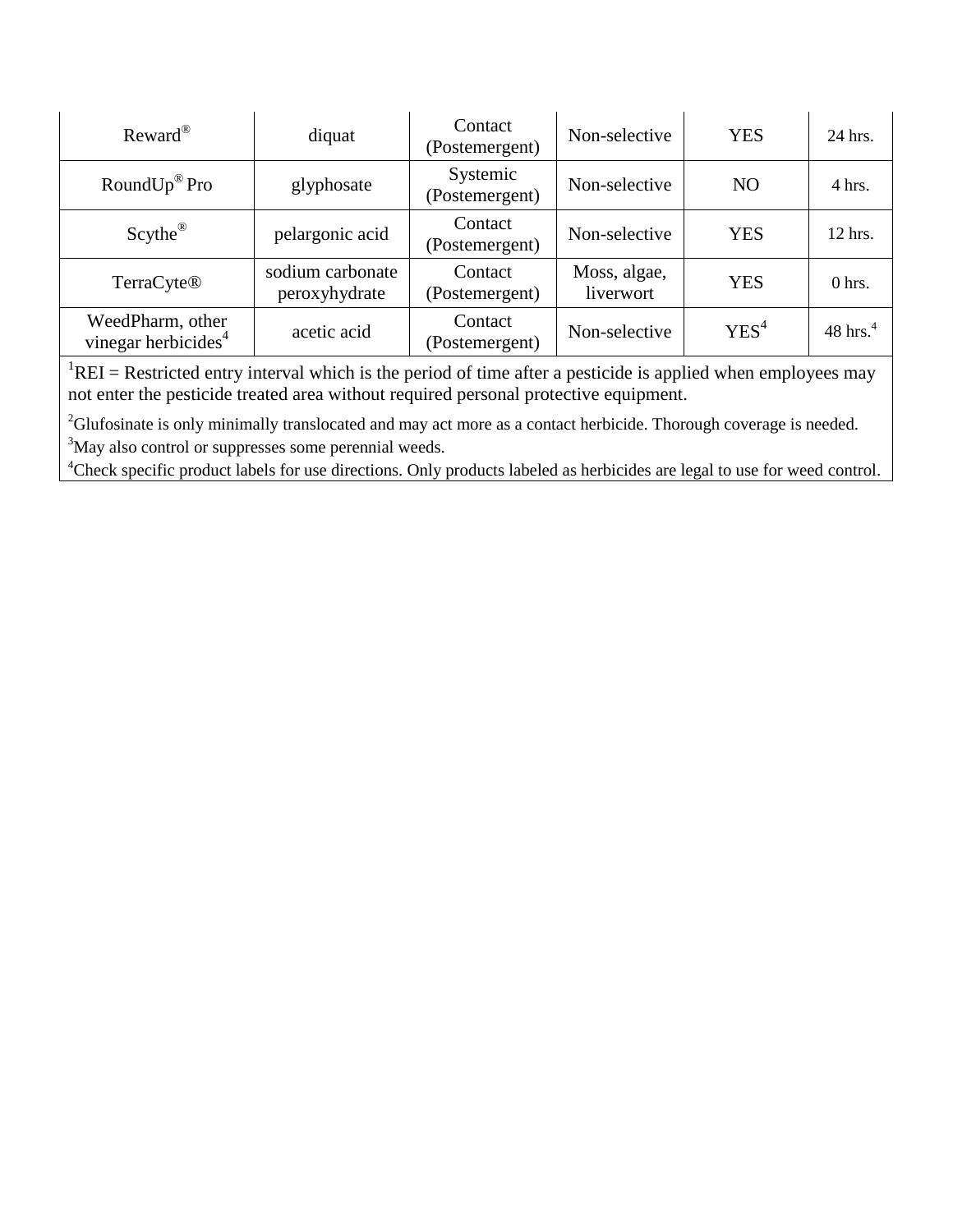| | | | | | |
|---|---|---|---|---|---|
| Reward® | diquat | Contact (Postemergent) | Non-selective | YES | 24 hrs. |
| RoundUp® Pro | glyphosate | Systemic (Postemergent) | Non-selective | NO | 4 hrs. |
| Scythe® | pelargonic acid | Contact (Postemergent) | Non-selective | YES | 12 hrs. |
| TerraCyte® | sodium carbonate peroxyhydrate | Contact (Postemergent) | Moss, algae, liverwort | YES | 0 hrs. |
| WeedPharm, other vinegar herbicides[4] | acetic acid | Contact (Postemergent) | Non-selective | YES[4] | 48 hrs.[4] |

[1]REI = Restricted entry interval which is the period of time after a pesticide is applied when employees may not enter the pesticide treated area without required personal protective equipment.

[2]Glufosinate is only minimally translocated and may act more as a contact herbicide. Thorough coverage is needed.

[3]May also control or suppresses some perennial weeds.

[4]Check specific product labels for use directions. Only products labeled as herbicides are legal to use for weed control.